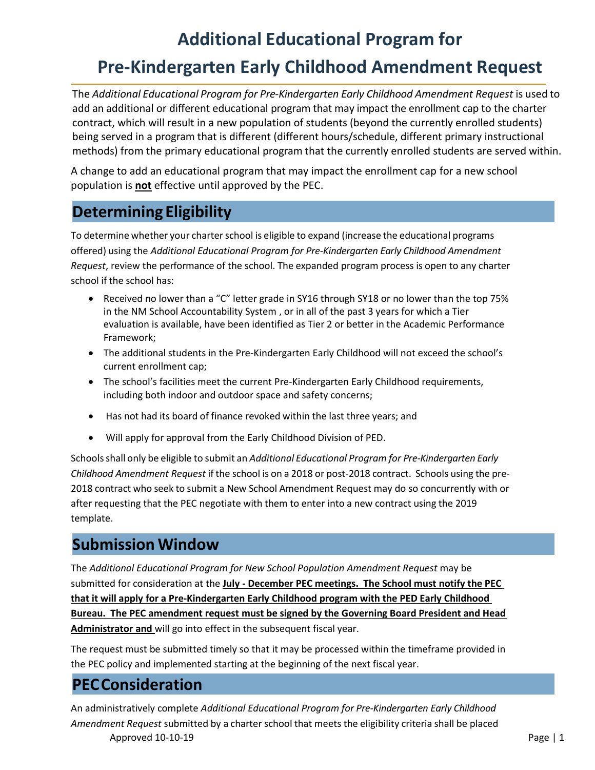# Additional Educational Program for Pre-Kindergarten Early Childhood Amendment Request

The *Additional Educational Program for Pre-Kindergarten Early Childhood Amendment Request* is used to add an additional or different educational program that may impact the enrollment cap to the charter contract, which will result in a new population of students (beyond the currently enrolled students) being served in a program that is different (different hours/schedule, different primary instructional methods) from the primary educational program that the currently enrolled students are served within.

A change to add an educational program that may impact the enrollment cap for a new school population is **not** effective until approved by the PEC.

## Determining Eligibility

To determine whether your charter school is eligible to expand (increase the educational programs offered) using the *Additional Educational Program for Pre-Kindergarten Early Childhood Amendment Request*, review the performance of the school. The expanded program process is open to any charter school if the school has:

- Received no lower than a "C" letter grade in SY16 through SY18 or no lower than the top 75% in the NM School Accountability System , or in all of the past 3 years for which a Tier evaluation is available, have been identified as Tier 2 or better in the Academic Performance Framework;
- The additional students in the Pre-Kindergarten Early Childhood will not exceed the school's current enrollment cap;
- The school's facilities meet the current Pre-Kindergarten Early Childhood requirements, including both indoor and outdoor space and safety concerns;
- Has not had its board of finance revoked within the last three years; and
- Will apply for approval from the Early Childhood Division of PED.

Schools shall only be eligible to submit an *Additional Educational Program for Pre-Kindergarten Early Childhood Amendment Request* if the school is on a 2018 or post-2018 contract. Schools using the pre-2018 contract who seek to submit a New School Amendment Request may do so concurrently with or after requesting that the PEC negotiate with them to enter into a new contract using the 2019 template.

## Submission Window

The *Additional Educational Program for New School Population Amendment Request* may be submitted for consideration at the **July - December PEC meetings. The School must notify the PEC that it will apply for a Pre-Kindergarten Early Childhood program with the PED Early Childhood Bureau. The PEC amendment request must be signed by the Governing Board President and Head Administrator and** will go into effect in the subsequent fiscal year.

The request must be submitted timely so that it may be processed within the timeframe provided in the PEC policy and implemented starting at the beginning of the next fiscal year.

## PEC Consideration

An administratively complete *Additional Educational Program for Pre-Kindergarten Early Childhood Amendment Request* submitted by a charter school that meets the eligibility criteria shall be placed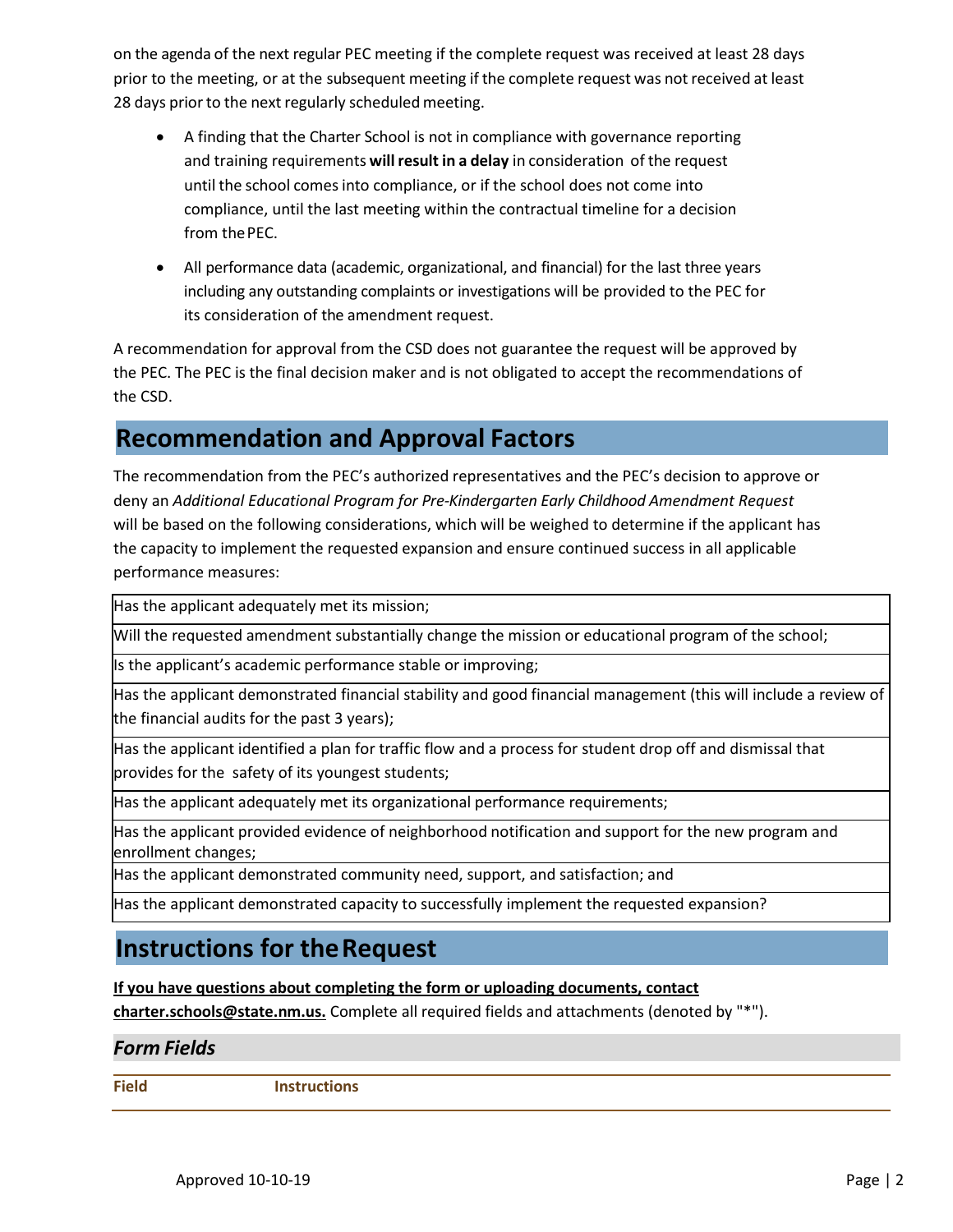on the agenda of the next regular PEC meeting if the complete request was received at least 28 days prior to the meeting, or at the subsequent meeting if the complete request was not received at least 28 days prior to the next regularly scheduled meeting.

- A finding that the Charter School is not in compliance with governance reporting and training requirements **will result in a delay** in consideration of the request until the school comes into compliance, or if the school does not come into compliance, until the last meeting within the contractual timeline for a decision from the PEC.
- All performance data (academic, organizational, and financial) for the last three years including any outstanding complaints or investigations will be provided to the PEC for its consideration of the amendment request.

A recommendation for approval from the CSD does not guarantee the request will be approved by the PEC. The PEC is the final decision maker and is not obligated to accept the recommendations of the CSD.

## Recommendation and Approval Factors

The recommendation from the PEC's authorized representatives and the PEC's decision to approve or deny an *Additional Educational Program for Pre-Kindergarten Early Childhood Amendment Request* will be based on the following considerations, which will be weighed to determine if the applicant has the capacity to implement the requested expansion and ensure continued success in all applicable performance measures:

| |
|---|
| Has the applicant adequately met its mission; |
| Will the requested amendment substantially change the mission or educational program of the school; |
| Is the applicant's academic performance stable or improving; |
| Has the applicant demonstrated financial stability and good financial management (this will include a review of the financial audits for the past 3 years); |
| Has the applicant identified a plan for traffic flow and a process for student drop off and dismissal that provides for the safety of its youngest students; |
| Has the applicant adequately met its organizational performance requirements; |
| Has the applicant provided evidence of neighborhood notification and support for the new program and enrollment changes; |
| Has the applicant demonstrated community need, support, and satisfaction; and |
| Has the applicant demonstrated capacity to successfully implement the requested expansion? |

## Instructions for the Request

**<u>If you have questions about completing the form or uploading documents, contact charter.schools@state.nm.us.</u>** Complete all required fields and attachments (denoted by "*").

### *Form Fields*

| Field | Instructions |
|---|---|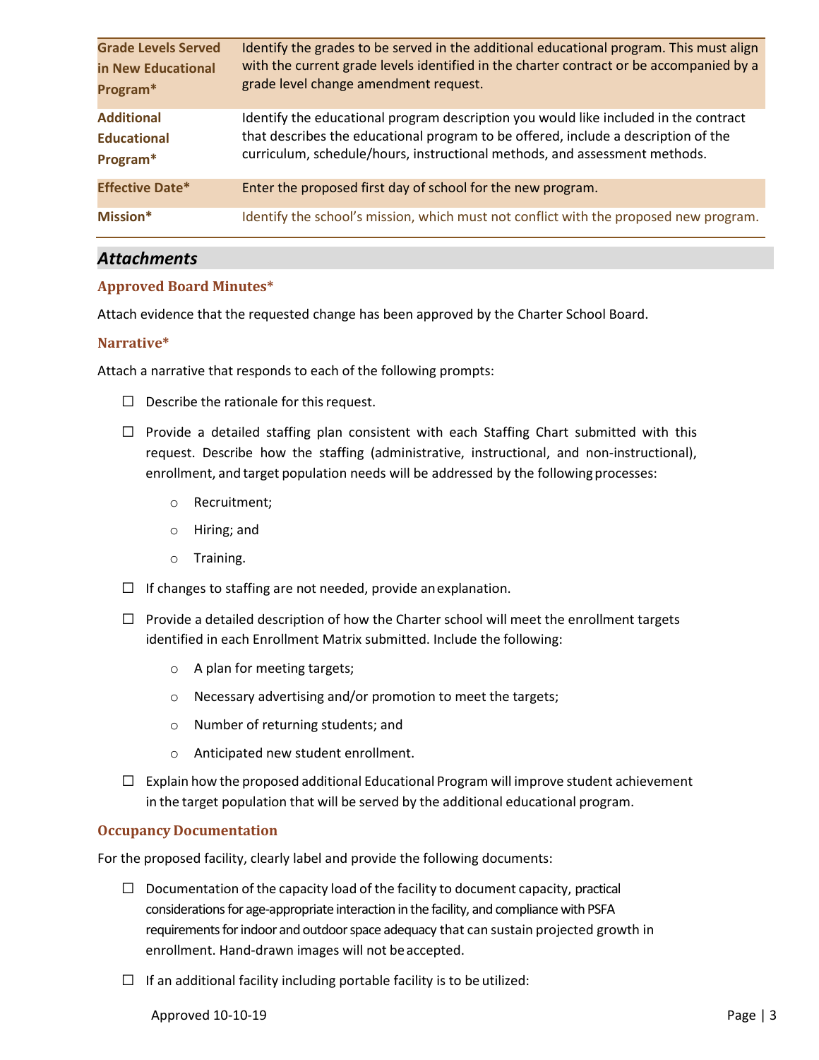| Grade Levels Served in New Educational Program* | Identify the grades to be served in the additional educational program. This must align with the current grade levels identified in the charter contract or be accompanied by a grade level change amendment request. |
|---|---|
| Additional Educational Program* | Identify the educational program description you would like included in the contract that describes the educational program to be offered, include a description of the curriculum, schedule/hours, instructional methods, and assessment methods. |
| Effective Date* | Enter the proposed first day of school for the new program. |
| Mission* | Identify the school's mission, which must not conflict with the proposed new program. |

## *Attachments*

### Approved Board Minutes*

Attach evidence that the requested change has been approved by the Charter School Board.

### Narrative*

Attach a narrative that responds to each of the following prompts:

- ☐ Describe the rationale for this request.
- ☐ Provide a detailed staffing plan consistent with each Staffing Chart submitted with this request. Describe how the staffing (administrative, instructional, and non-instructional), enrollment, and target population needs will be addressed by the following processes:
  - Recruitment;
  - Hiring; and
  - Training.
- ☐ If changes to staffing are not needed, provide an explanation.
- ☐ Provide a detailed description of how the Charter school will meet the enrollment targets identified in each Enrollment Matrix submitted. Include the following:
  - A plan for meeting targets;
  - Necessary advertising and/or promotion to meet the targets;
  - Number of returning students; and
  - Anticipated new student enrollment.
- ☐ Explain how the proposed additional Educational Program will improve student achievement in the target population that will be served by the additional educational program.

### Occupancy Documentation

For the proposed facility, clearly label and provide the following documents:

- ☐ Documentation of the capacity load of the facility to document capacity, practical considerations for age-appropriate interaction in the facility, and compliance with PSFA requirements for indoor and outdoor space adequacy that can sustain projected growth in enrollment. Hand-drawn images will not be accepted.
- ☐ If an additional facility including portable facility is to be utilized: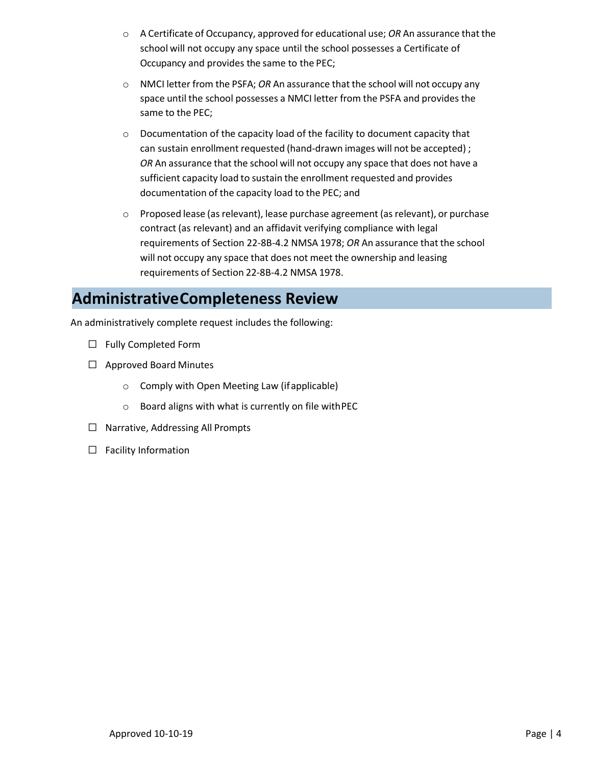- A Certificate of Occupancy, approved for educational use; *OR* An assurance that the school will not occupy any space until the school possesses a Certificate of Occupancy and provides the same to the PEC;
- NMCI letter from the PSFA; *OR* An assurance that the school will not occupy any space until the school possesses a NMCI letter from the PSFA and provides the same to the PEC;
- Documentation of the capacity load of the facility to document capacity that can sustain enrollment requested (hand-drawn images will not be accepted) ; *OR* An assurance that the school will not occupy any space that does not have a sufficient capacity load to sustain the enrollment requested and provides documentation of the capacity load to the PEC; and
- Proposed lease (as relevant), lease purchase agreement (as relevant), or purchase contract (as relevant) and an affidavit verifying compliance with legal requirements of Section 22-8B-4.2 NMSA 1978; *OR* An assurance that the school will not occupy any space that does not meet the ownership and leasing requirements of Section 22-8B-4.2 NMSA 1978.

## Administrative Completeness Review

An administratively complete request includes the following:

- ☐ Fully Completed Form
- ☐ Approved Board Minutes
  - Comply with Open Meeting Law (if applicable)
  - Board aligns with what is currently on file with PEC
- ☐ Narrative, Addressing All Prompts
- ☐ Facility Information

Approved 10-10-19